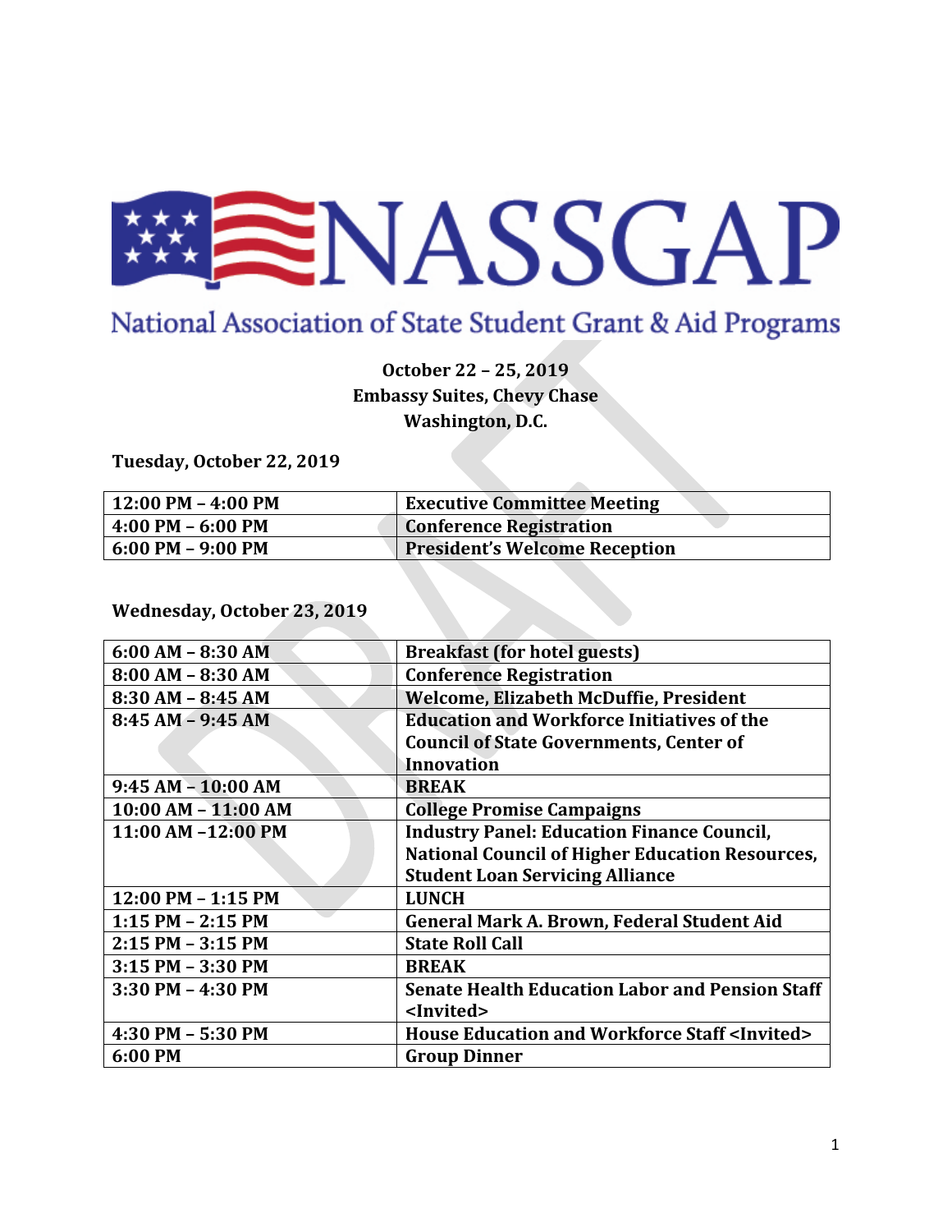# NASSGAP

## National Association of State Student Grant & Aid Programs

**October 22 – 25, 2019**
**Embassy Suites, Chevy Chase**
**Washington, D.C.**

### Tuesday, October 22, 2019

| 12:00 PM – 4:00 PM | Executive Committee Meeting |
|---|---|
| 4:00 PM – 6:00 PM | Conference Registration |
| 6:00 PM – 9:00 PM | President's Welcome Reception |

### Wednesday, October 23, 2019

| 6:00 AM – 8:30 AM | Breakfast (for hotel guests) |
|---|---|
| 8:00 AM – 8:30 AM | Conference Registration |
| 8:30 AM – 8:45 AM | Welcome, Elizabeth McDuffie, President |
| 8:45 AM – 9:45 AM | Education and Workforce Initiatives of the Council of State Governments, Center of Innovation |
| 9:45 AM – 10:00 AM | BREAK |
| 10:00 AM – 11:00 AM | College Promise Campaigns |
| 11:00 AM –12:00 PM | Industry Panel: Education Finance Council, National Council of Higher Education Resources, Student Loan Servicing Alliance |
| 12:00 PM – 1:15 PM | LUNCH |
| 1:15 PM – 2:15 PM | General Mark A. Brown, Federal Student Aid |
| 2:15 PM – 3:15 PM | State Roll Call |
| 3:15 PM – 3:30 PM | BREAK |
| 3:30 PM – 4:30 PM | Senate Health Education Labor and Pension Staff <Invited> |
| 4:30 PM – 5:30 PM | House Education and Workforce Staff <Invited> |
| 6:00 PM | Group Dinner |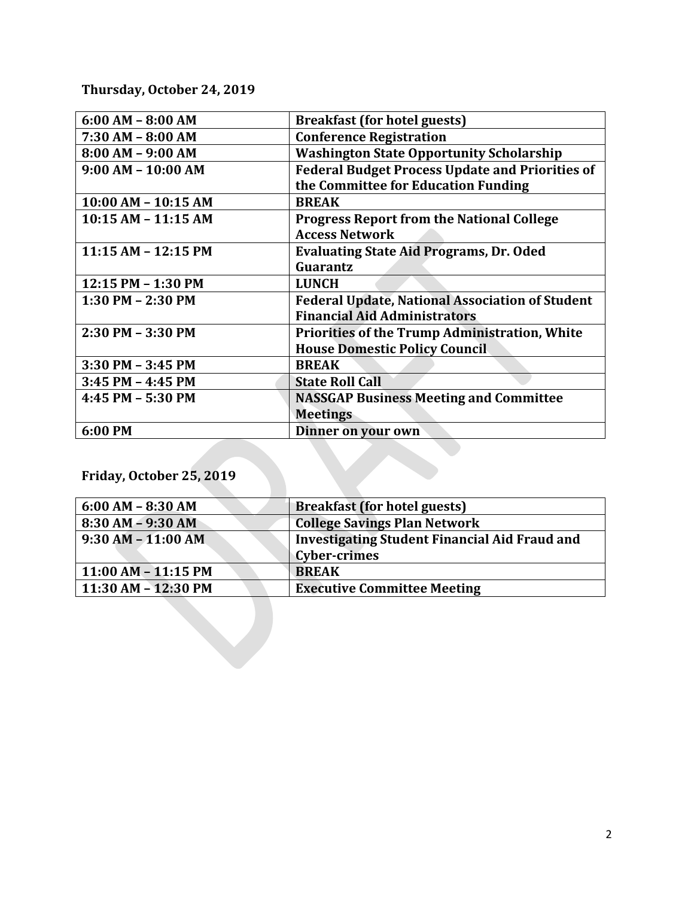**Thursday, October 24, 2019**

| | |
|---|---|
| **6:00 AM – 8:00 AM** | **Breakfast (for hotel guests)** |
| **7:30 AM – 8:00 AM** | **Conference Registration** |
| **8:00 AM – 9:00 AM** | **Washington State Opportunity Scholarship** |
| **9:00 AM – 10:00 AM** | **Federal Budget Process Update and Priorities of the Committee for Education Funding** |
| **10:00 AM – 10:15 AM** | **BREAK** |
| **10:15 AM – 11:15 AM** | **Progress Report from the National College Access Network** |
| **11:15 AM – 12:15 PM** | **Evaluating State Aid Programs, Dr. Oded Guarantz** |
| **12:15 PM – 1:30 PM** | **LUNCH** |
| **1:30 PM – 2:30 PM** | **Federal Update, National Association of Student Financial Aid Administrators** |
| **2:30 PM – 3:30 PM** | **Priorities of the Trump Administration, White House Domestic Policy Council** |
| **3:30 PM – 3:45 PM** | **BREAK** |
| **3:45 PM – 4:45 PM** | **State Roll Call** |
| **4:45 PM – 5:30 PM** | **NASSGAP Business Meeting and Committee Meetings** |
| **6:00 PM** | **Dinner on your own** |

**Friday, October 25, 2019**

| | |
|---|---|
| **6:00 AM – 8:30 AM** | **Breakfast (for hotel guests)** |
| **8:30 AM – 9:30 AM** | **College Savings Plan Network** |
| **9:30 AM – 11:00 AM** | **Investigating Student Financial Aid Fraud and Cyber-crimes** |
| **11:00 AM – 11:15 PM** | **BREAK** |
| **11:30 AM – 12:30 PM** | **Executive Committee Meeting** |